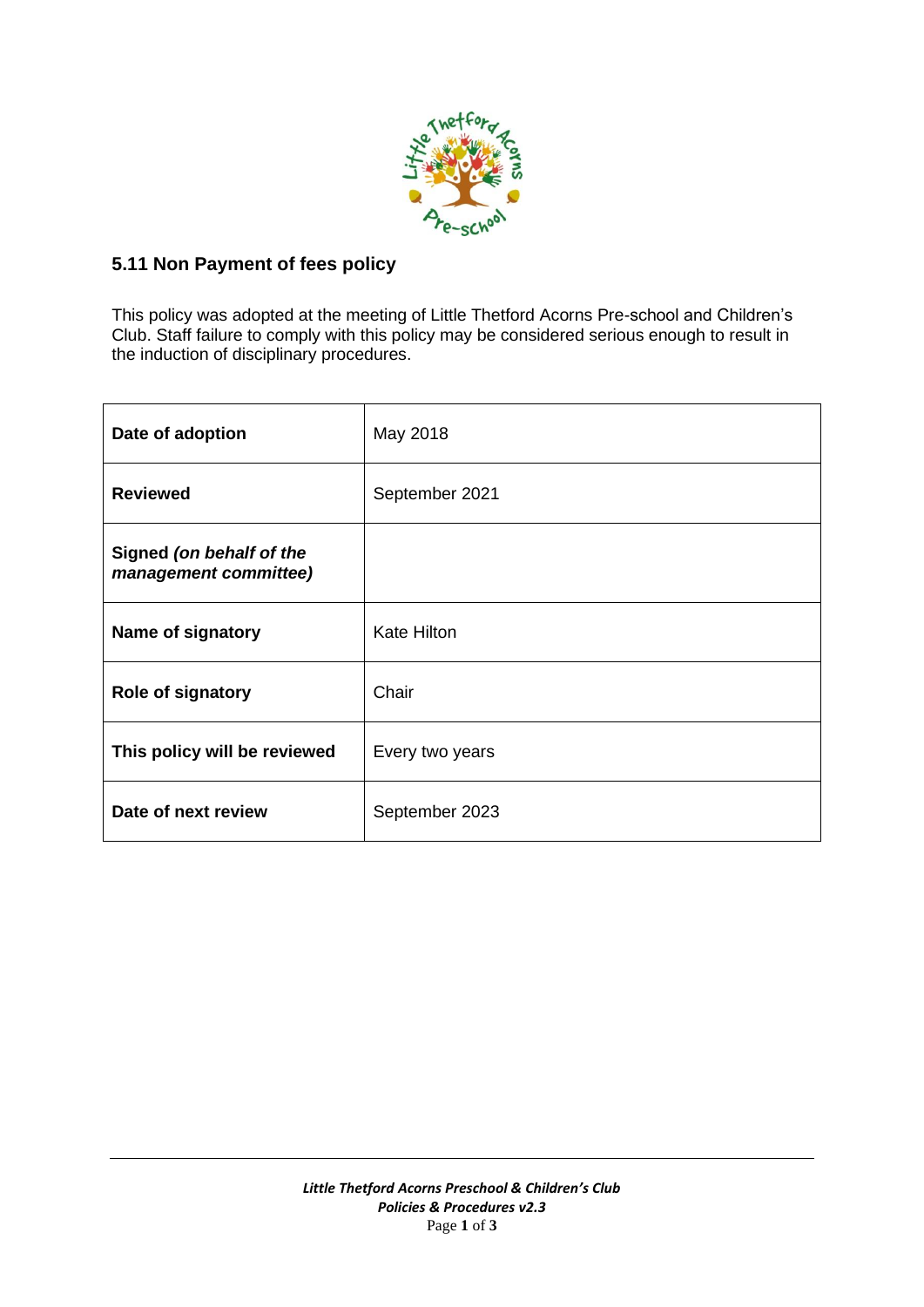## 5.11 Non Payment of fees policy

This policy was adopted at the meeting of Little Thetford Acorns Pre-school and Children's Club. Staff failure to comply with this policy may be considered serious enough to result in the induction of disciplinary procedures.

| | |
|---|---|
| **Date of adoption** | May 2018 |
| **Reviewed** | September 2021 |
| **Signed *(on behalf of the management committee)*** | |
| **Name of signatory** | Kate Hilton |
| **Role of signatory** | Chair |
| **This policy will be reviewed** | Every two years |
| **Date of next review** | September 2023 |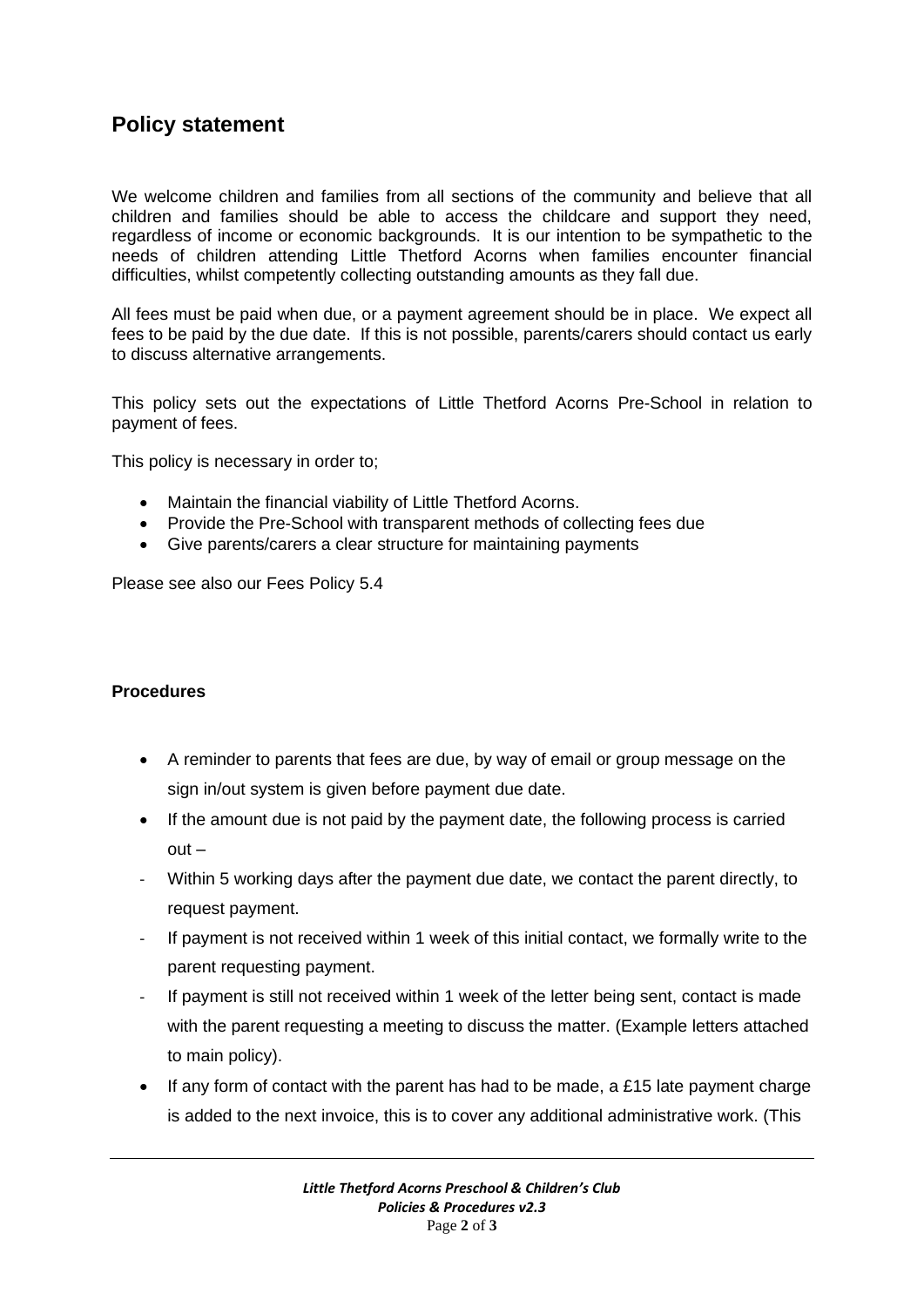## Policy statement

We welcome children and families from all sections of the community and believe that all children and families should be able to access the childcare and support they need, regardless of income or economic backgrounds. It is our intention to be sympathetic to the needs of children attending Little Thetford Acorns when families encounter financial difficulties, whilst competently collecting outstanding amounts as they fall due.

All fees must be paid when due, or a payment agreement should be in place. We expect all fees to be paid by the due date. If this is not possible, parents/carers should contact us early to discuss alternative arrangements.

This policy sets out the expectations of Little Thetford Acorns Pre-School in relation to payment of fees.

This policy is necessary in order to;

- Maintain the financial viability of Little Thetford Acorns.
- Provide the Pre-School with transparent methods of collecting fees due
- Give parents/carers a clear structure for maintaining payments

Please see also our Fees Policy 5.4

**Procedures**

- A reminder to parents that fees are due, by way of email or group message on the sign in/out system is given before payment due date.
- If the amount due is not paid by the payment date, the following process is carried out –
  - Within 5 working days after the payment due date, we contact the parent directly, to request payment.
  - If payment is not received within 1 week of this initial contact, we formally write to the parent requesting payment.
  - If payment is still not received within 1 week of the letter being sent, contact is made with the parent requesting a meeting to discuss the matter. (Example letters attached to main policy).
- If any form of contact with the parent has had to be made, a £15 late payment charge is added to the next invoice, this is to cover any additional administrative work. (This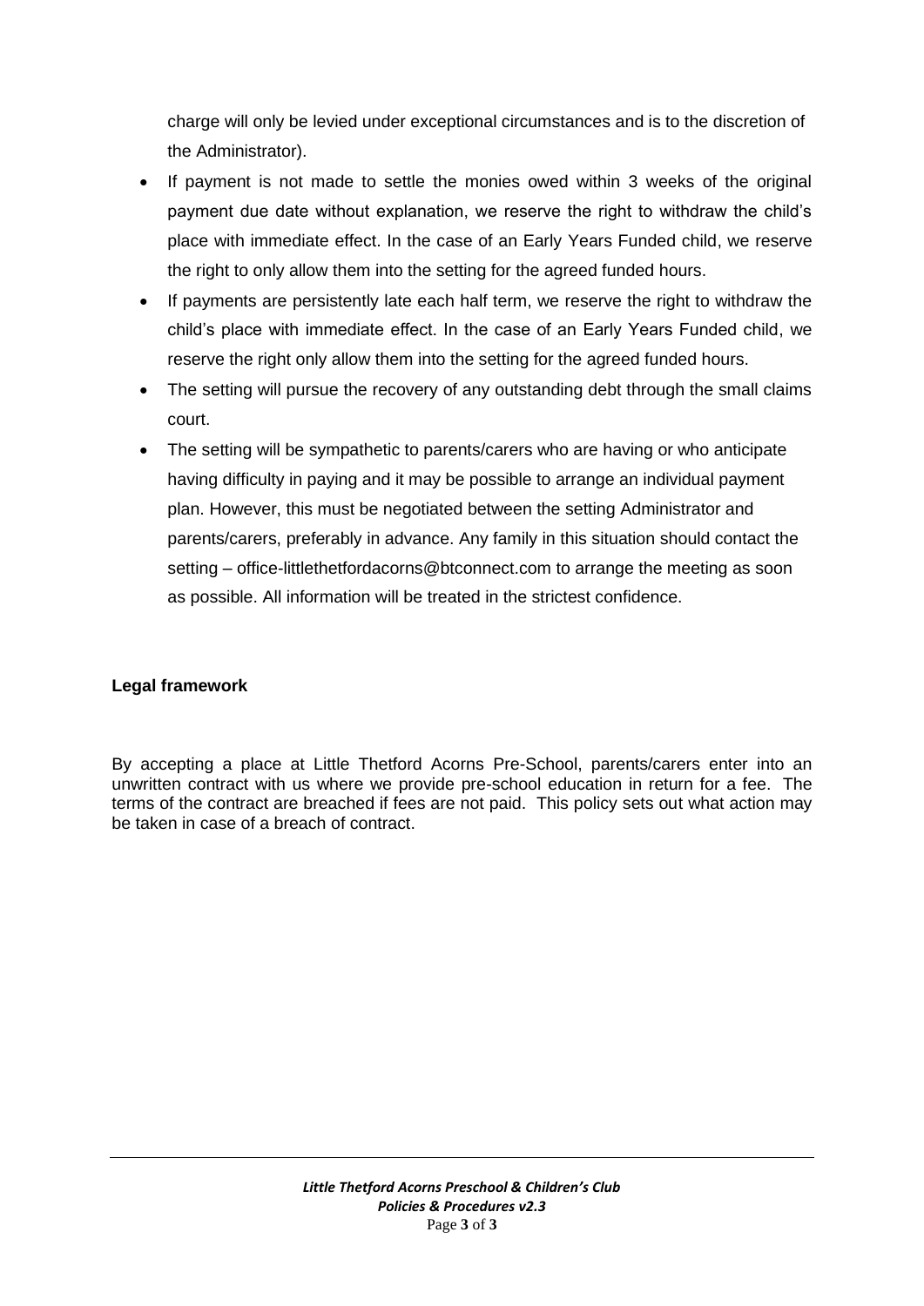charge will only be levied under exceptional circumstances and is to the discretion of the Administrator).

- If payment is not made to settle the monies owed within 3 weeks of the original payment due date without explanation, we reserve the right to withdraw the child's place with immediate effect. In the case of an Early Years Funded child, we reserve the right to only allow them into the setting for the agreed funded hours.
- If payments are persistently late each half term, we reserve the right to withdraw the child's place with immediate effect. In the case of an Early Years Funded child, we reserve the right only allow them into the setting for the agreed funded hours.
- The setting will pursue the recovery of any outstanding debt through the small claims court.
- The setting will be sympathetic to parents/carers who are having or who anticipate having difficulty in paying and it may be possible to arrange an individual payment plan. However, this must be negotiated between the setting Administrator and parents/carers, preferably in advance. Any family in this situation should contact the setting – office-littlethetfordacorns@btconnect.com to arrange the meeting as soon as possible. All information will be treated in the strictest confidence.

**Legal framework**

By accepting a place at Little Thetford Acorns Pre-School, parents/carers enter into an unwritten contract with us where we provide pre-school education in return for a fee. The terms of the contract are breached if fees are not paid. This policy sets out what action may be taken in case of a breach of contract.